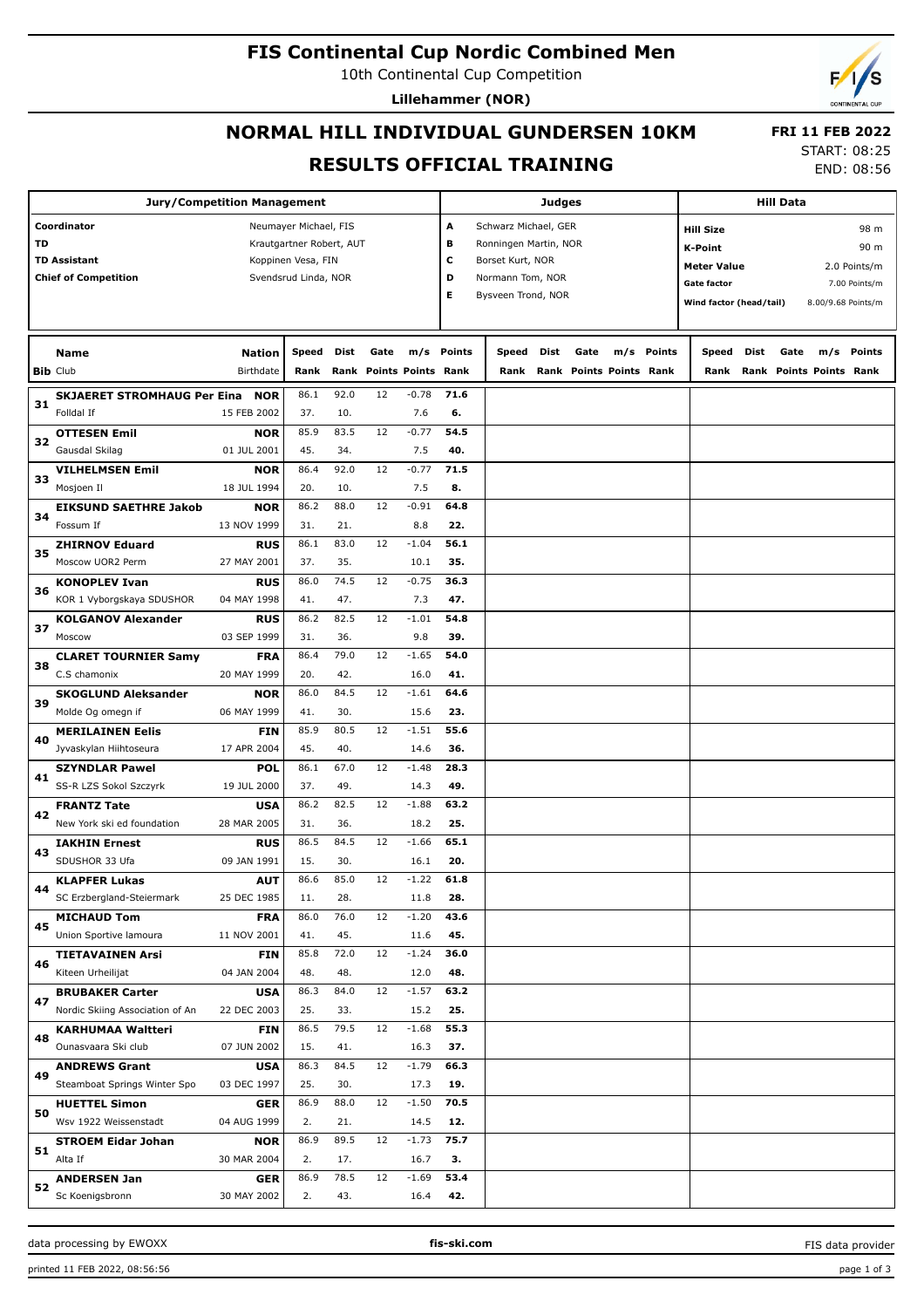# FIS Continental Cup Nordic Combined Men

10th Continental Cup Competition

**Lillehammer (NOR)**

## NORMAL HILL INDIVIDUAL GUNDERSEN 10KM

## RESULTS OFFICIAL TRAINING

**FRI 11 FEB 2022**

START: 08:25

END: 08:56

| Jury/Competition Management | |
|---|---|
| Coordinator | Neumayer Michael, FIS |
| TD | Krautgartner Robert, AUT |
| TD Assistant | Koppinen Vesa, FIN |
| Chief of Competition | Svendsrud Linda, NOR |

| Judges | |
|---|---|
| A | Schwarz Michael, GER |
| B | Ronningen Martin, NOR |
| C | Borset Kurt, NOR |
| D | Normann Tom, NOR |
| E | Bysveen Trond, NOR |

| Hill Data | |
|---|---|
| Hill Size | 98 m |
| K-Point | 90 m |
| Meter Value | 2.0 Points/m |
| Gate factor | 7.00 Points/m |
| Wind factor (head/tail) | 8.00/9.68 Points/m |

| Bib | Name / Club | Nation / Birthdate | Speed / Rank | Dist / Rank | Gate / Points | m/s / Points | Points / Rank | Speed / Rank | Dist / Rank | Gate / Points | m/s / Points | Points / Rank | Speed / Rank | Dist / Rank | Gate / Points | m/s / Points | Points / Rank |
|---|---|---|---|---|---|---|---|---|---|---|---|---|---|---|---|---|---|
| 31 | **SKJAERET STROMHAUG Per Eina** / Folldal If | **NOR** / 15 FEB 2002 | 86.1 / 37. | 92.0 / 10. | 12 | -0.78 / 7.6 | **71.6** / **6.** | | | | | | | | | | |
| 32 | **OTTESEN Emil** / Gausdal Skilag | **NOR** / 01 JUL 2001 | 85.9 / 45. | 83.5 / 34. | 12 | -0.77 / 7.5 | **54.5** / **40.** | | | | | | | | | | |
| 33 | **VILHELMSEN Emil** / Mosjoen Il | **NOR** / 18 JUL 1994 | 86.4 / 20. | 92.0 / 10. | 12 | -0.77 / 7.5 | **71.5** / **8.** | | | | | | | | | | |
| 34 | **EIKSUND SAETHRE Jakob** / Fossum If | **NOR** / 13 NOV 1999 | 86.2 / 31. | 88.0 / 21. | 12 | -0.91 / 8.8 | **64.8** / **22.** | | | | | | | | | | |
| 35 | **ZHIRNOV Eduard** / Moscow UOR2 Perm | **RUS** / 27 MAY 2001 | 86.1 / 37. | 83.0 / 35. | 12 | -1.04 / 10.1 | **56.1** / **35.** | | | | | | | | | | |
| 36 | **KONOPLEV Ivan** / KOR 1 Vyborgskaya SDUSHOR | **RUS** / 04 MAY 1998 | 86.0 / 41. | 74.5 / 47. | 12 | -0.75 / 7.3 | **36.3** / **47.** | | | | | | | | | | |
| 37 | **KOLGANOV Alexander** / Moscow | **RUS** / 03 SEP 1999 | 86.2 / 31. | 82.5 / 36. | 12 | -1.01 / 9.8 | **54.8** / **39.** | | | | | | | | | | |
| 38 | **CLARET TOURNIER Samy** / C.S chamonix | **FRA** / 20 MAY 1999 | 86.4 / 20. | 79.0 / 42. | 12 | -1.65 / 16.0 | **54.0** / **41.** | | | | | | | | | | |
| 39 | **SKOGLUND Aleksander** / Molde Og omegn if | **NOR** / 06 MAY 1999 | 86.0 / 41. | 84.5 / 30. | 12 | -1.61 / 15.6 | **64.6** / **23.** | | | | | | | | | | |
| 40 | **MERILAINEN Eelis** / Jyvaskylan Hiihtoseura | **FIN** / 17 APR 2004 | 85.9 / 45. | 80.5 / 40. | 12 | -1.51 / 14.6 | **55.6** / **36.** | | | | | | | | | | |
| 41 | **SZYNDLAR Pawel** / SS-R LZS Sokol Szczyrk | **POL** / 19 JUL 2000 | 86.1 / 37. | 67.0 / 49. | 12 | -1.48 / 14.3 | **28.3** / **49.** | | | | | | | | | | |
| 42 | **FRANTZ Tate** / New York ski ed foundation | **USA** / 28 MAR 2005 | 86.2 / 31. | 82.5 / 36. | 12 | -1.88 / 18.2 | **63.2** / **25.** | | | | | | | | | | |
| 43 | **IAKHIN Ernest** / SDUSHOR 33 Ufa | **RUS** / 09 JAN 1991 | 86.5 / 15. | 84.5 / 30. | 12 | -1.66 / 16.1 | **65.1** / **20.** | | | | | | | | | | |
| 44 | **KLAPFER Lukas** / SC Erzbergland-Steiermark | **AUT** / 25 DEC 1985 | 86.6 / 11. | 85.0 / 28. | 12 | -1.22 / 11.8 | **61.8** / **28.** | | | | | | | | | | |
| 45 | **MICHAUD Tom** / Union Sportive lamoura | **FRA** / 11 NOV 2001 | 86.0 / 41. | 76.0 / 45. | 12 | -1.20 / 11.6 | **43.6** / **45.** | | | | | | | | | | |
| 46 | **TIETAVAINEN Arsi** / Kiteen Urheilijat | **FIN** / 04 JAN 2004 | 85.8 / 48. | 72.0 / 48. | 12 | -1.24 / 12.0 | **36.0** / **48.** | | | | | | | | | | |
| 47 | **BRUBAKER Carter** / Nordic Skiing Association of An | **USA** / 22 DEC 2003 | 86.3 / 25. | 84.0 / 33. | 12 | -1.57 / 15.2 | **63.2** / **25.** | | | | | | | | | | |
| 48 | **KARHUMAA Waltteri** / Ounasvaara Ski club | **FIN** / 07 JUN 2002 | 86.5 / 15. | 79.5 / 41. | 12 | -1.68 / 16.3 | **55.3** / **37.** | | | | | | | | | | |
| 49 | **ANDREWS Grant** / Steamboat Springs Winter Spo | **USA** / 03 DEC 1997 | 86.3 / 25. | 84.5 / 30. | 12 | -1.79 / 17.3 | **66.3** / **19.** | | | | | | | | | | |
| 50 | **HUETTEL Simon** / Wsv 1922 Weissenstadt | **GER** / 04 AUG 1999 | 86.9 / 2. | 88.0 / 21. | 12 | -1.50 / 14.5 | **70.5** / **12.** | | | | | | | | | | |
| 51 | **STROEM Eidar Johan** / Alta If | **NOR** / 30 MAR 2004 | 86.9 / 2. | 89.5 / 17. | 12 | -1.73 / 16.7 | **75.7** / **3.** | | | | | | | | | | |
| 52 | **ANDERSEN Jan** / Sc Koenigsbronn | **GER** / 30 MAY 2002 | 86.9 / 2. | 78.5 / 43. | 12 | -1.69 / 16.4 | **53.4** / **42.** | | | | | | | | | | |

data processing by EWOXX — fis-ski.com — FIS data provider

printed 11 FEB 2022, 08:56:56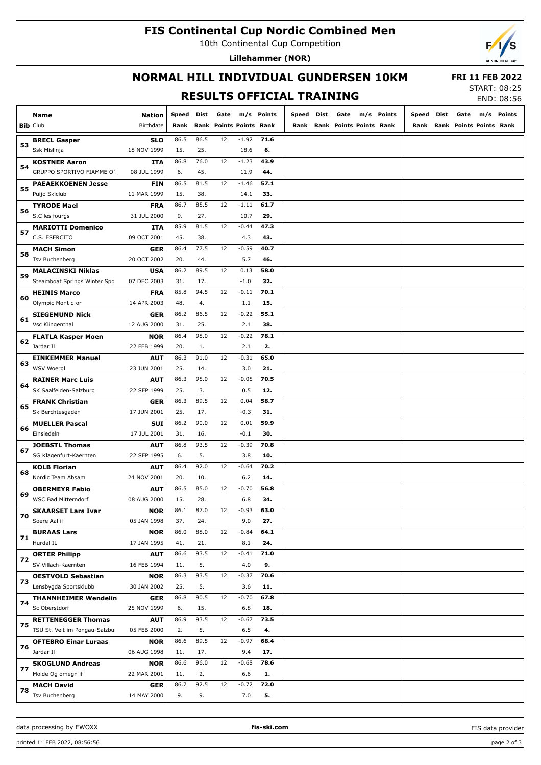# FIS Continental Cup Nordic Combined Men

10th Continental Cup Competition

**Lillehammer (NOR)**

## NORMAL HILL INDIVIDUAL GUNDERSEN 10KM

**FRI 11 FEB 2022**

## RESULTS OFFICIAL TRAINING

START: 08:25
END: 08:56

| Bib | Name / Club | Nation / Birthdate | Speed Rank | Dist Rank | Gate Points | m/s Points | Points Rank | Speed Rank | Dist Rank | Gate Points | m/s Points | Points Rank | Speed Rank | Dist Rank | Gate Points | m/s Points | Points Rank |
|---|---|---|---|---|---|---|---|---|---|---|---|---|---|---|---|---|---|
| 53 | **BRECL Gasper** | **SLO** | 86.5 | 86.5 | 12 | -1.92 | **71.6** | | | | | | | | | | |
| | Ssk Mislinja | 18 NOV 1999 | 15. | 25. | | 18.6 | **6.** | | | | | | | | | | |
| 54 | **KOSTNER Aaron** | **ITA** | 86.8 | 76.0 | 12 | -1.23 | **43.9** | | | | | | | | | | |
| | GRUPPO SPORTIVO FIAMME OI | 08 JUL 1999 | 6. | 45. | | 11.9 | **44.** | | | | | | | | | | |
| 55 | **PAEAEKKOENEN Jesse** | **FIN** | 86.5 | 81.5 | 12 | -1.46 | **57.1** | | | | | | | | | | |
| | Puijo Skiclub | 11 MAR 1999 | 15. | 38. | | 14.1 | **33.** | | | | | | | | | | |
| 56 | **TYRODE Mael** | **FRA** | 86.7 | 85.5 | 12 | -1.11 | **61.7** | | | | | | | | | | |
| | S.C les fourgs | 31 JUL 2000 | 9. | 27. | | 10.7 | **29.** | | | | | | | | | | |
| 57 | **MARIOTTI Domenico** | **ITA** | 85.9 | 81.5 | 12 | -0.44 | **47.3** | | | | | | | | | | |
| | C.S. ESERCITO | 09 OCT 2001 | 45. | 38. | | 4.3 | **43.** | | | | | | | | | | |
| 58 | **MACH Simon** | **GER** | 86.4 | 77.5 | 12 | -0.59 | **40.7** | | | | | | | | | | |
| | Tsv Buchenberg | 20 OCT 2002 | 20. | 44. | | 5.7 | **46.** | | | | | | | | | | |
| 59 | **MALACINSKI Niklas** | **USA** | 86.2 | 89.5 | 12 | 0.13 | **58.0** | | | | | | | | | | |
| | Steamboat Springs Winter Spo | 07 DEC 2003 | 31. | 17. | | -1.0 | **32.** | | | | | | | | | | |
| 60 | **HEINIS Marco** | **FRA** | 85.8 | 94.5 | 12 | -0.11 | **70.1** | | | | | | | | | | |
| | Olympic Mont d or | 14 APR 2003 | 48. | 4. | | 1.1 | **15.** | | | | | | | | | | |
| 61 | **SIEGEMUND Nick** | **GER** | 86.2 | 86.5 | 12 | -0.22 | **55.1** | | | | | | | | | | |
| | Vsc Klingenthal | 12 AUG 2000 | 31. | 25. | | 2.1 | **38.** | | | | | | | | | | |
| 62 | **FLATLA Kasper Moen** | **NOR** | 86.4 | 98.0 | 12 | -0.22 | **78.1** | | | | | | | | | | |
| | Jardar Il | 22 FEB 1999 | 20. | 1. | | 2.1 | **2.** | | | | | | | | | | |
| 63 | **EINKEMMER Manuel** | **AUT** | 86.3 | 91.0 | 12 | -0.31 | **65.0** | | | | | | | | | | |
| | WSV Woergl | 23 JUN 2001 | 25. | 14. | | 3.0 | **21.** | | | | | | | | | | |
| 64 | **RAINER Marc Luis** | **AUT** | 86.3 | 95.0 | 12 | -0.05 | **70.5** | | | | | | | | | | |
| | SK Saalfelden-Salzburg | 22 SEP 1999 | 25. | 3. | | 0.5 | **12.** | | | | | | | | | | |
| 65 | **FRANK Christian** | **GER** | 86.3 | 89.5 | 12 | 0.04 | **58.7** | | | | | | | | | | |
| | Sk Berchtesgaden | 17 JUN 2001 | 25. | 17. | | -0.3 | **31.** | | | | | | | | | | |
| 66 | **MUELLER Pascal** | **SUI** | 86.2 | 90.0 | 12 | 0.01 | **59.9** | | | | | | | | | | |
| | Einsiedeln | 17 JUL 2001 | 31. | 16. | | -0.1 | **30.** | | | | | | | | | | |
| 67 | **JOEBSTL Thomas** | **AUT** | 86.8 | 93.5 | 12 | -0.39 | **70.8** | | | | | | | | | | |
| | SG Klagenfurt-Kaernten | 22 SEP 1995 | 6. | 5. | | 3.8 | **10.** | | | | | | | | | | |
| 68 | **KOLB Florian** | **AUT** | 86.4 | 92.0 | 12 | -0.64 | **70.2** | | | | | | | | | | |
| | Nordic Team Absam | 24 NOV 2001 | 20. | 10. | | 6.2 | **14.** | | | | | | | | | | |
| 69 | **OBERMEYR Fabio** | **AUT** | 86.5 | 85.0 | 12 | -0.70 | **56.8** | | | | | | | | | | |
| | WSC Bad Mitterndorf | 08 AUG 2000 | 15. | 28. | | 6.8 | **34.** | | | | | | | | | | |
| 70 | **SKAARSET Lars Ivar** | **NOR** | 86.1 | 87.0 | 12 | -0.93 | **63.0** | | | | | | | | | | |
| | Soere Aal il | 05 JAN 1998 | 37. | 24. | | 9.0 | **27.** | | | | | | | | | | |
| 71 | **BURAAS Lars** | **NOR** | 86.0 | 88.0 | 12 | -0.84 | **64.1** | | | | | | | | | | |
| | Hurdal IL | 17 JAN 1995 | 41. | 21. | | 8.1 | **24.** | | | | | | | | | | |
| 72 | **ORTER Philipp** | **AUT** | 86.6 | 93.5 | 12 | -0.41 | **71.0** | | | | | | | | | | |
| | SV Villach-Kaernten | 16 FEB 1994 | 11. | 5. | | 4.0 | **9.** | | | | | | | | | | |
| 73 | **OESTVOLD Sebastian** | **NOR** | 86.3 | 93.5 | 12 | -0.37 | **70.6** | | | | | | | | | | |
| | Lensbygda Sportsklubb | 30 JAN 2002 | 25. | 5. | | 3.6 | **11.** | | | | | | | | | | |
| 74 | **THANNHEIMER Wendelin** | **GER** | 86.8 | 90.5 | 12 | -0.70 | **67.8** | | | | | | | | | | |
| | Sc Oberstdorf | 25 NOV 1999 | 6. | 15. | | 6.8 | **18.** | | | | | | | | | | |
| 75 | **RETTENEGGER Thomas** | **AUT** | 86.9 | 93.5 | 12 | -0.67 | **73.5** | | | | | | | | | | |
| | TSU St. Veit im Pongau-Salzbu | 05 FEB 2000 | 2. | 5. | | 6.5 | **4.** | | | | | | | | | | |
| 76 | **OFTEBRO Einar Luraas** | **NOR** | 86.6 | 89.5 | 12 | -0.97 | **68.4** | | | | | | | | | | |
| | Jardar Il | 06 AUG 1998 | 11. | 17. | | 9.4 | **17.** | | | | | | | | | | |
| 77 | **SKOGLUND Andreas** | **NOR** | 86.6 | 96.0 | 12 | -0.68 | **78.6** | | | | | | | | | | |
| | Molde Og omegn if | 22 MAR 2001 | 11. | 2. | | 6.6 | **1.** | | | | | | | | | | |
| 78 | **MACH David** | **GER** | 86.7 | 92.5 | 12 | -0.72 | **72.0** | | | | | | | | | | |
| | Tsv Buchenberg | 14 MAY 2000 | 9. | 9. | | 7.0 | **5.** | | | | | | | | | | |

data processing by EWOXX | fis-ski.com | FIS data provider

printed 11 FEB 2022, 08:56:56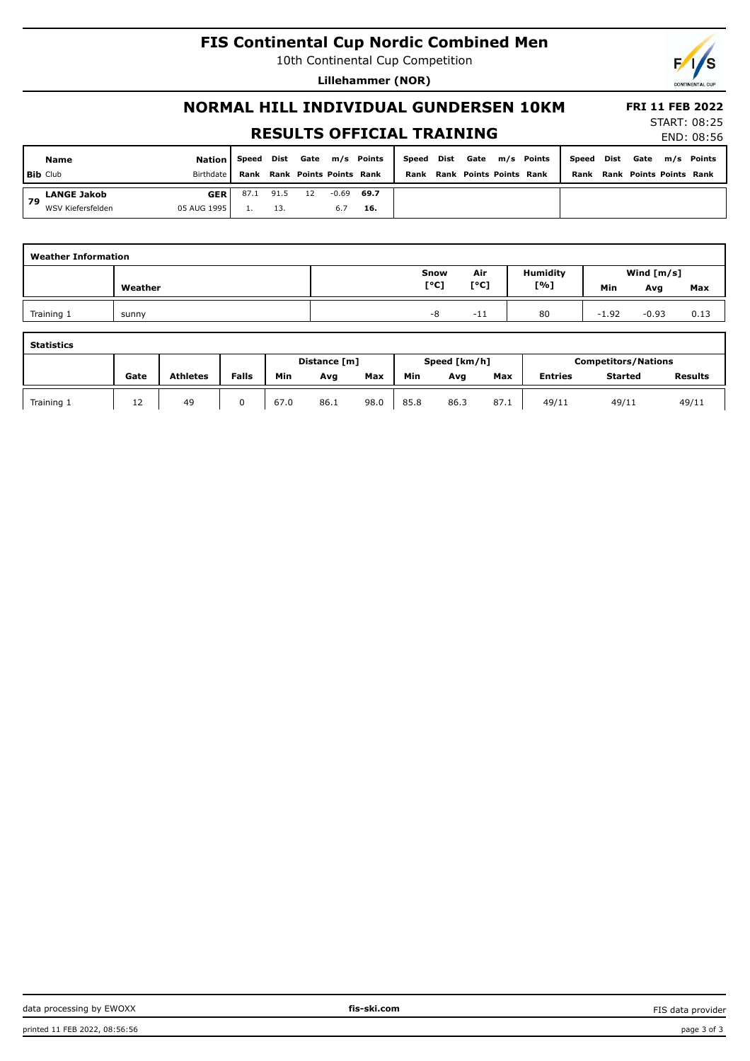# FIS Continental Cup Nordic Combined Men

10th Continental Cup Competition

**Lillehammer (NOR)**

## NORMAL HILL INDIVIDUAL GUNDERSEN 10KM

**FRI 11 FEB 2022**

START: 08:25

END: 08:56

## RESULTS OFFICIAL TRAINING

| Bib | Name / Club | Nation / Birthdate | Speed / Rank | Dist / Rank | Gate / Points | m/s / Points | Points / Rank | Speed / Rank | Dist / Rank | Gate / Points | m/s / Points | Points / Rank | Speed / Rank | Dist / Rank | Gate / Points | m/s / Points | Points / Rank |
|---|---|---|---|---|---|---|---|---|---|---|---|---|---|---|---|---|---|
| 79 | **LANGE Jakob** | **GER** | 87.1 | 91.5 | 12 | -0.69 | **69.7** | | | | | | | | | | |
| | WSV Kiefersfelden | 05 AUG 1995 | 1. | 13. | | 6.7 | **16.** | | | | | | | | | | |

### Weather Information

| | Weather | Snow [°C] | Air [°C] | Humidity [%] | Wind [m/s] Min | Avg | Max |
|---|---|---|---|---|---|---|---|
| Training 1 | sunny | -8 | -11 | 80 | -1.92 | -0.93 | 0.13 |

### Statistics

| | Gate | Athletes | Falls | Distance [m] Min | Avg | Max | Speed [km/h] Min | Avg | Max | Competitors/Nations Entries | Started | Results |
|---|---|---|---|---|---|---|---|---|---|---|---|---|
| Training 1 | 12 | 49 | 0 | 67.0 | 86.1 | 98.0 | 85.8 | 86.3 | 87.1 | 49/11 | 49/11 | 49/11 |

data processing by EWOXX — fis-ski.com — FIS data provider

printed 11 FEB 2022, 08:56:56